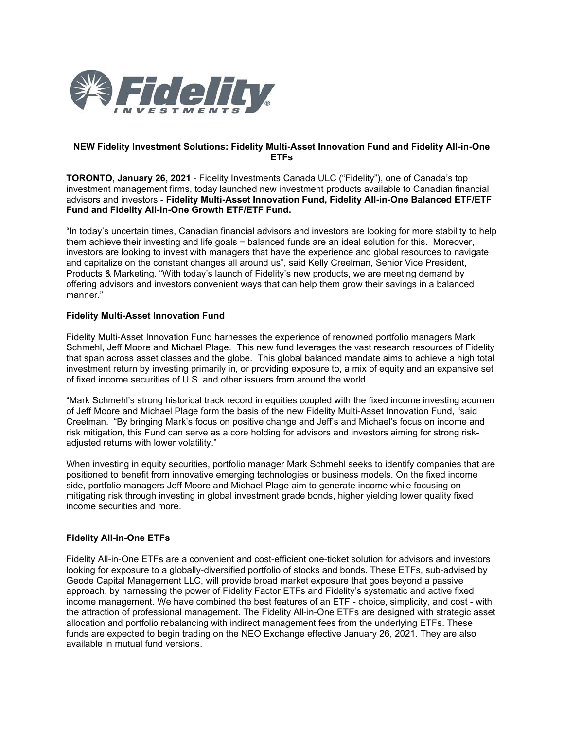**NEW Fidelity Investment Solutions: Fidelity Multi-Asset Innovation Fund and Fidelity All-in-One ETFs**

**TORONTO, January 26, 2021** - Fidelity Investments Canada ULC ("Fidelity"), one of Canada's top investment management firms, today launched new investment products available to Canadian financial advisors and investors - **Fidelity Multi-Asset Innovation Fund, Fidelity All-in-One Balanced ETF/ETF Fund and Fidelity All-in-One Growth ETF/ETF Fund.**

"In today's uncertain times, Canadian financial advisors and investors are looking for more stability to help them achieve their investing and life goals − balanced funds are an ideal solution for this. Moreover, investors are looking to invest with managers that have the experience and global resources to navigate and capitalize on the constant changes all around us", said Kelly Creelman, Senior Vice President, Products & Marketing. "With today's launch of Fidelity's new products, we are meeting demand by offering advisors and investors convenient ways that can help them grow their savings in a balanced manner."

**Fidelity Multi-Asset Innovation Fund**

Fidelity Multi-Asset Innovation Fund harnesses the experience of renowned portfolio managers Mark Schmehl, Jeff Moore and Michael Plage. This new fund leverages the vast research resources of Fidelity that span across asset classes and the globe. This global balanced mandate aims to achieve a high total investment return by investing primarily in, or providing exposure to, a mix of equity and an expansive set of fixed income securities of U.S. and other issuers from around the world.

"Mark Schmehl's strong historical track record in equities coupled with the fixed income investing acumen of Jeff Moore and Michael Plage form the basis of the new Fidelity Multi-Asset Innovation Fund, "said Creelman. "By bringing Mark's focus on positive change and Jeff's and Michael's focus on income and risk mitigation, this Fund can serve as a core holding for advisors and investors aiming for strong risk-adjusted returns with lower volatility."

When investing in equity securities, portfolio manager Mark Schmehl seeks to identify companies that are positioned to benefit from innovative emerging technologies or business models. On the fixed income side, portfolio managers Jeff Moore and Michael Plage aim to generate income while focusing on mitigating risk through investing in global investment grade bonds, higher yielding lower quality fixed income securities and more.

**Fidelity All-in-One ETFs**

Fidelity All-in-One ETFs are a convenient and cost-efficient one-ticket solution for advisors and investors looking for exposure to a globally-diversified portfolio of stocks and bonds. These ETFs, sub-advised by Geode Capital Management LLC, will provide broad market exposure that goes beyond a passive approach, by harnessing the power of Fidelity Factor ETFs and Fidelity's systematic and active fixed income management. We have combined the best features of an ETF - choice, simplicity, and cost - with the attraction of professional management. The Fidelity All-in-One ETFs are designed with strategic asset allocation and portfolio rebalancing with indirect management fees from the underlying ETFs. These funds are expected to begin trading on the NEO Exchange effective January 26, 2021. They are also available in mutual fund versions.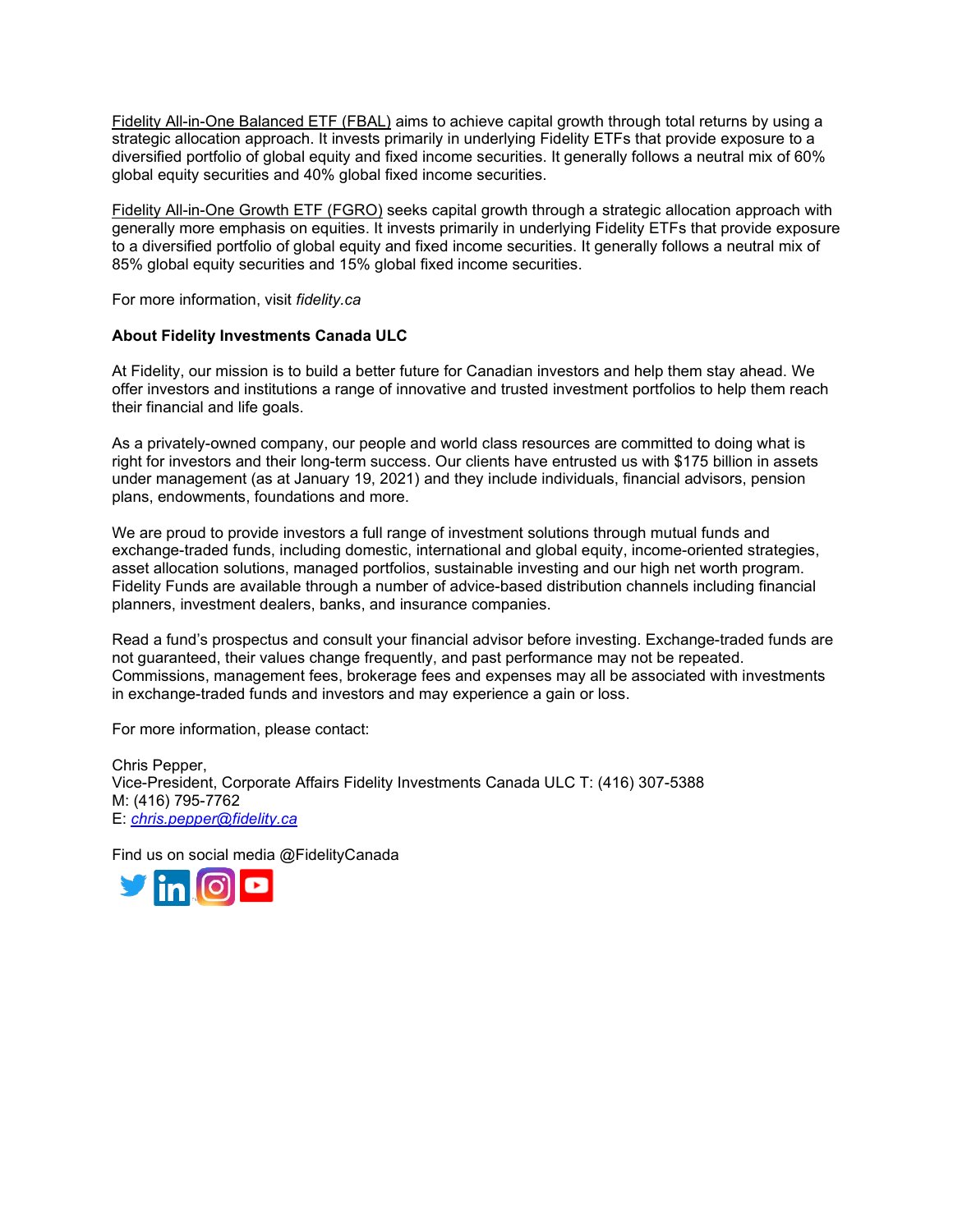Fidelity All-in-One Balanced ETF (FBAL) aims to achieve capital growth through total returns by using a strategic allocation approach. It invests primarily in underlying Fidelity ETFs that provide exposure to a diversified portfolio of global equity and fixed income securities. It generally follows a neutral mix of 60% global equity securities and 40% global fixed income securities.

Fidelity All-in-One Growth ETF (FGRO) seeks capital growth through a strategic allocation approach with generally more emphasis on equities. It invests primarily in underlying Fidelity ETFs that provide exposure to a diversified portfolio of global equity and fixed income securities. It generally follows a neutral mix of 85% global equity securities and 15% global fixed income securities.

For more information, visit *fidelity.ca*

**About Fidelity Investments Canada ULC**

At Fidelity, our mission is to build a better future for Canadian investors and help them stay ahead. We offer investors and institutions a range of innovative and trusted investment portfolios to help them reach their financial and life goals.

As a privately-owned company, our people and world class resources are committed to doing what is right for investors and their long-term success. Our clients have entrusted us with $175 billion in assets under management (as at January 19, 2021) and they include individuals, financial advisors, pension plans, endowments, foundations and more.

We are proud to provide investors a full range of investment solutions through mutual funds and exchange-traded funds, including domestic, international and global equity, income-oriented strategies, asset allocation solutions, managed portfolios, sustainable investing and our high net worth program. Fidelity Funds are available through a number of advice-based distribution channels including financial planners, investment dealers, banks, and insurance companies.

Read a fund's prospectus and consult your financial advisor before investing. Exchange-traded funds are not guaranteed, their values change frequently, and past performance may not be repeated. Commissions, management fees, brokerage fees and expenses may all be associated with investments in exchange-traded funds and investors and may experience a gain or loss.

For more information, please contact:

Chris Pepper,
Vice-President, Corporate Affairs Fidelity Investments Canada ULC T: (416) 307-5388
M: (416) 795-7762
E: *chris.pepper@fidelity.ca*

Find us on social media @FidelityCanada